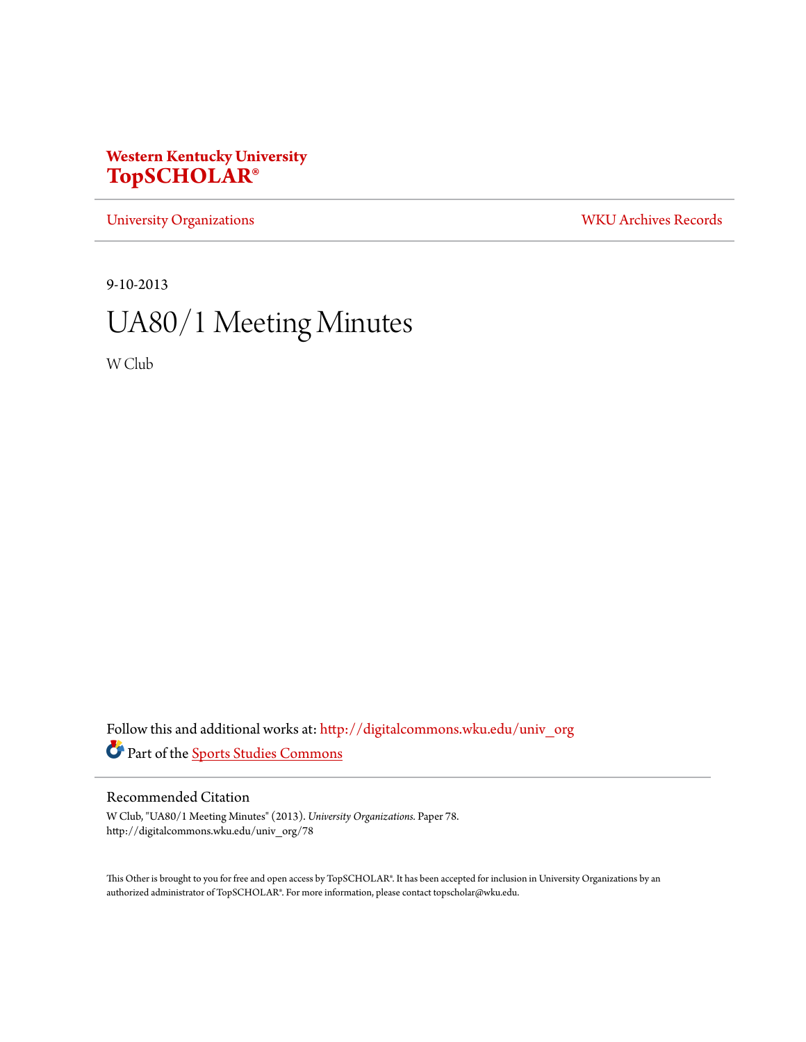**Western Kentucky University**
**TopSCHOLAR®**

University Organizations | WKU Archives Records

9-10-2013

# UA80/1 Meeting Minutes

W Club

Follow this and additional works at: http://digitalcommons.wku.edu/univ_org

Part of the Sports Studies Commons

## Recommended Citation

W Club, "UA80/1 Meeting Minutes" (2013). *University Organizations.* Paper 78.
http://digitalcommons.wku.edu/univ_org/78

This Other is brought to you for free and open access by TopSCHOLAR®. It has been accepted for inclusion in University Organizations by an authorized administrator of TopSCHOLAR®. For more information, please contact topscholar@wku.edu.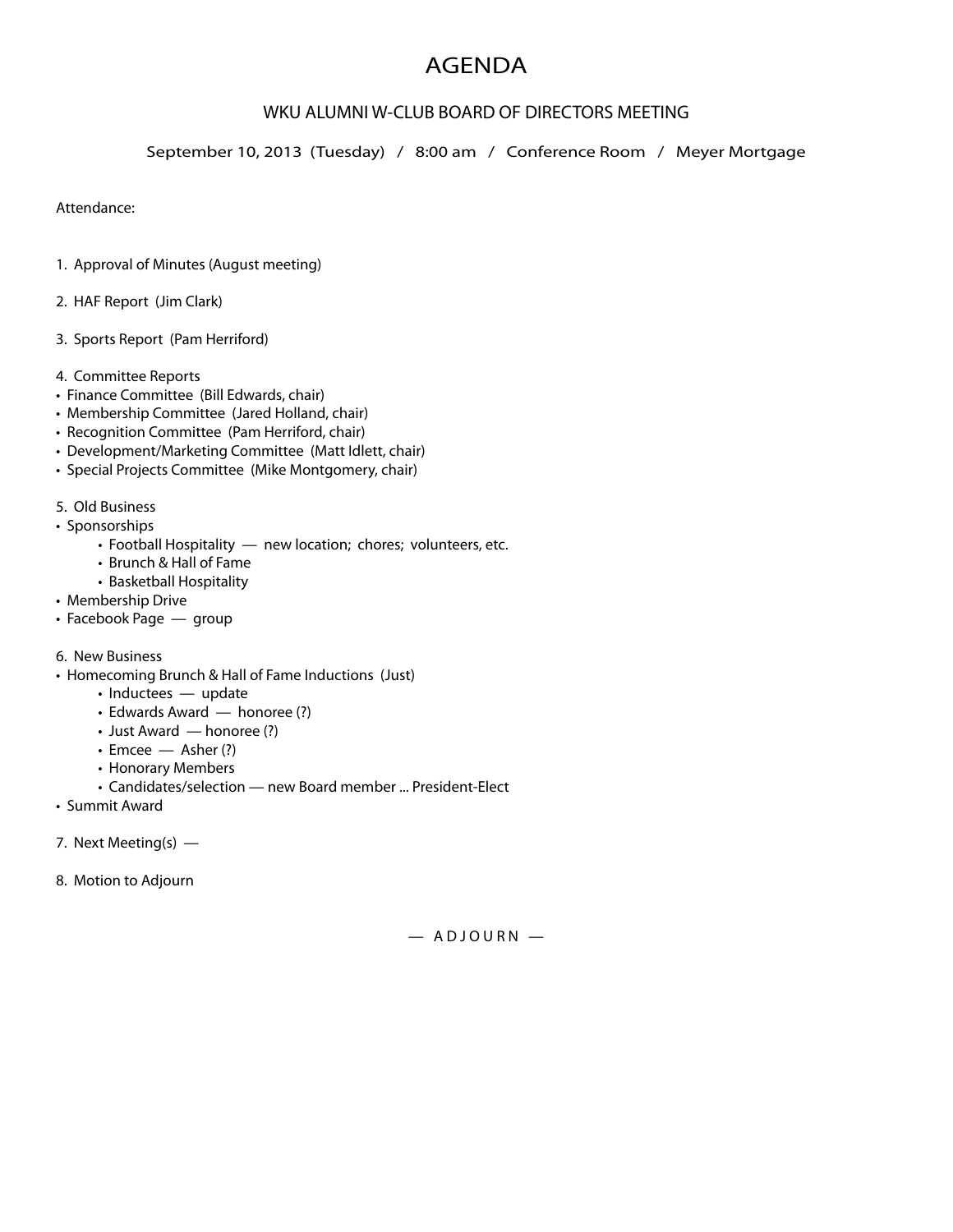# AGENDA

## WKU ALUMNI W-CLUB BOARD OF DIRECTORS MEETING

September 10, 2013 (Tuesday) / 8:00 am / Conference Room / Meyer Mortgage

Attendance:

1. Approval of Minutes (August meeting)

2. HAF Report (Jim Clark)

3. Sports Report (Pam Herriford)

4. Committee Reports
- Finance Committee (Bill Edwards, chair)
- Membership Committee (Jared Holland, chair)
- Recognition Committee (Pam Herriford, chair)
- Development/Marketing Committee (Matt Idlett, chair)
- Special Projects Committee (Mike Montgomery, chair)

5. Old Business
- Sponsorships
  - Football Hospitality — new location; chores; volunteers, etc.
  - Brunch & Hall of Fame
  - Basketball Hospitality
- Membership Drive
- Facebook Page — group

6. New Business
- Homecoming Brunch & Hall of Fame Inductions (Just)
  - Inductees — update
  - Edwards Award — honoree (?)
  - Just Award — honoree (?)
  - Emcee — Asher (?)
  - Honorary Members
  - Candidates/selection — new Board member ... President-Elect
- Summit Award

7. Next Meeting(s) —

8. Motion to Adjourn

— ADJOURN —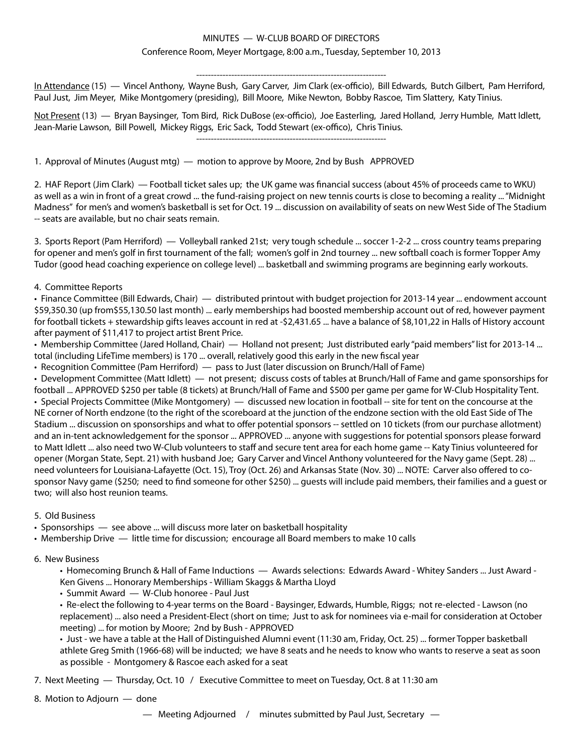MINUTES — W-CLUB BOARD OF DIRECTORS

Conference Room, Meyer Mortgage, 8:00 a.m., Tuesday, September 10, 2013

------------------------------------------------------------------

In Attendance (15) — Vincel Anthony, Wayne Bush, Gary Carver, Jim Clark (ex-officio), Bill Edwards, Butch Gilbert, Pam Herriford, Paul Just, Jim Meyer, Mike Montgomery (presiding), Bill Moore, Mike Newton, Bobby Rascoe, Tim Slattery, Katy Tinius.

Not Present (13) — Bryan Baysinger, Tom Bird, Rick DuBose (ex-officio), Joe Easterling, Jared Holland, Jerry Humble, Matt Idlett, Jean-Marie Lawson, Bill Powell, Mickey Riggs, Eric Sack, Todd Stewart (ex-offico), Chris Tinius.

------------------------------------------------------------------

1. Approval of Minutes (August mtg) — motion to approve by Moore, 2nd by Bush APPROVED

2. HAF Report (Jim Clark) — Football ticket sales up; the UK game was financial success (about 45% of proceeds came to WKU) as well as a win in front of a great crowd ... the fund-raising project on new tennis courts is close to becoming a reality ... "Midnight Madness" for men's and women's basketball is set for Oct. 19 ... discussion on availability of seats on new West Side of The Stadium -- seats are available, but no chair seats remain.

3. Sports Report (Pam Herriford) — Volleyball ranked 21st; very tough schedule ... soccer 1-2-2 ... cross country teams preparing for opener and men's golf in first tournament of the fall; women's golf in 2nd tourney ... new softball coach is former Topper Amy Tudor (good head coaching experience on college level) ... basketball and swimming programs are beginning early workouts.

4. Committee Reports

- Finance Committee (Bill Edwards, Chair) — distributed printout with budget projection for 2013-14 year ... endowment account $59,350.30 (up from$55,130.50 last month) ... early memberships had boosted membership account out of red, however payment for football tickets + stewardship gifts leaves account in red at -$2,431.65 ... have a balance of $8,101,22 in Halls of History account after payment of $11,417 to project artist Brent Price.
- Membership Committee (Jared Holland, Chair) — Holland not present; Just distributed early "paid members" list for 2013-14 ... total (including LifeTime members) is 170 ... overall, relatively good this early in the new fiscal year
- Recognition Committee (Pam Herriford) — pass to Just (later discussion on Brunch/Hall of Fame)
- Development Committee (Matt Idlett) — not present; discuss costs of tables at Brunch/Hall of Fame and game sponsorships for football ... APPROVED $250 per table (8 tickets) at Brunch/Hall of Fame and $500 per game per game for W-Club Hospitality Tent.
- Special Projects Committee (Mike Montgomery) — discussed new location in football -- site for tent on the concourse at the NE corner of North endzone (to the right of the scoreboard at the junction of the endzone section with the old East Side of The Stadium ... discussion on sponsorships and what to offer potential sponsors -- settled on 10 tickets (from our purchase allotment) and an in-tent acknowledgement for the sponsor ... APPROVED ... anyone with suggestions for potential sponsors please forward to Matt Idlett ... also need two W-Club volunteers to staff and secure tent area for each home game -- Katy Tinius volunteered for opener (Morgan State, Sept. 21) with husband Joe; Gary Carver and Vincel Anthony volunteered for the Navy game (Sept. 28) ... need volunteers for Louisiana-Lafayette (Oct. 15), Troy (Oct. 26) and Arkansas State (Nov. 30) ... NOTE: Carver also offered to co-sponsor Navy game ($250; need to find someone for other $250) ... guests will include paid members, their families and a guest or two; will also host reunion teams.

5. Old Business

- Sponsorships — see above ... will discuss more later on basketball hospitality
- Membership Drive — little time for discussion; encourage all Board members to make 10 calls

6. New Business

- Homecoming Brunch & Hall of Fame Inductions — Awards selections: Edwards Award - Whitey Sanders ... Just Award - Ken Givens ... Honorary Memberships - William Skaggs & Martha Lloyd
- Summit Award — W-Club honoree - Paul Just
- Re-elect the following to 4-year terms on the Board - Baysinger, Edwards, Humble, Riggs; not re-elected - Lawson (no replacement) ... also need a President-Elect (short on time; Just to ask for nominees via e-mail for consideration at October meeting) ... for motion by Moore; 2nd by Bush - APPROVED
- Just - we have a table at the Hall of Distinguished Alumni event (11:30 am, Friday, Oct. 25) ... former Topper basketball athlete Greg Smith (1966-68) will be inducted; we have 8 seats and he needs to know who wants to reserve a seat as soon as possible - Montgomery & Rascoe each asked for a seat

7. Next Meeting — Thursday, Oct. 10 / Executive Committee to meet on Tuesday, Oct. 8 at 11:30 am

8. Motion to Adjourn — done

— Meeting Adjourned / minutes submitted by Paul Just, Secretary —